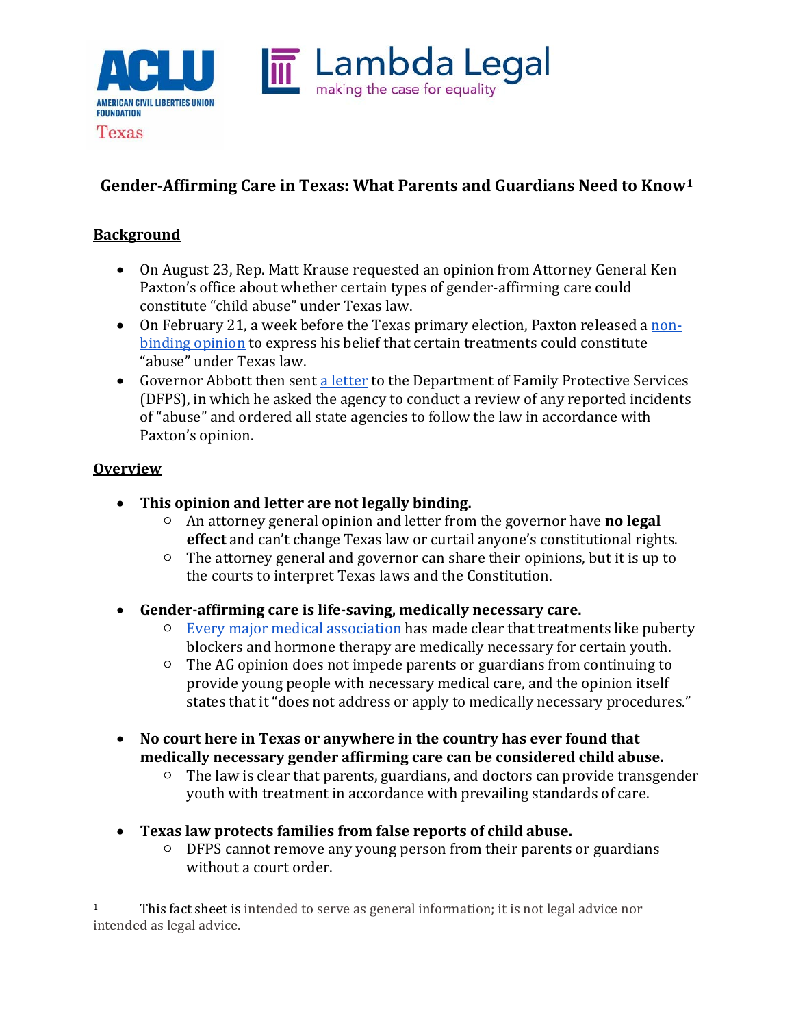# Gender-Affirming Care in Texas: What Parents and Guardians Need to Know[1]

## Background

- On August 23, Rep. Matt Krause requested an opinion from Attorney General Ken Paxton's office about whether certain types of gender-affirming care could constitute "child abuse" under Texas law.
- On February 21, a week before the Texas primary election, Paxton released a non-binding opinion to express his belief that certain treatments could constitute "abuse" under Texas law.
- Governor Abbott then sent a letter to the Department of Family Protective Services (DFPS), in which he asked the agency to conduct a review of any reported incidents of "abuse" and ordered all state agencies to follow the law in accordance with Paxton's opinion.

## Overview

- **This opinion and letter are not legally binding.**
  - An attorney general opinion and letter from the governor have **no legal effect** and can't change Texas law or curtail anyone's constitutional rights.
  - The attorney general and governor can share their opinions, but it is up to the courts to interpret Texas laws and the Constitution.

- **Gender-affirming care is life-saving, medically necessary care.**
  - Every major medical association has made clear that treatments like puberty blockers and hormone therapy are medically necessary for certain youth.
  - The AG opinion does not impede parents or guardians from continuing to provide young people with necessary medical care, and the opinion itself states that it "does not address or apply to medically necessary procedures."

- **No court here in Texas or anywhere in the country has ever found that medically necessary gender affirming care can be considered child abuse.**
  - The law is clear that parents, guardians, and doctors can provide transgender youth with treatment in accordance with prevailing standards of care.

- **Texas law protects families from false reports of child abuse.**
  - DFPS cannot remove any young person from their parents or guardians without a court order.

---

[1] This fact sheet is intended to serve as general information; it is not legal advice nor intended as legal advice.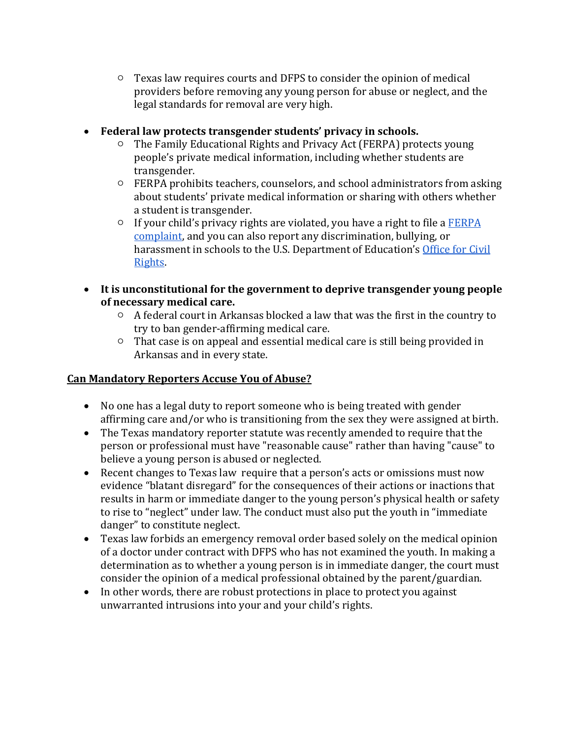- Texas law requires courts and DFPS to consider the opinion of medical providers before removing any young person for abuse or neglect, and the legal standards for removal are very high.

- **Federal law protects transgender students' privacy in schools.**
    - The Family Educational Rights and Privacy Act (FERPA) protects young people's private medical information, including whether students are transgender.
    - FERPA prohibits teachers, counselors, and school administrators from asking about students' private medical information or sharing with others whether a student is transgender.
    - If your child's privacy rights are violated, you have a right to file a FERPA complaint, and you can also report any discrimination, bullying, or harassment in schools to the U.S. Department of Education's Office for Civil Rights.

- **It is unconstitutional for the government to deprive transgender young people of necessary medical care.**
    - A federal court in Arkansas blocked a law that was the first in the country to try to ban gender-affirming medical care.
    - That case is on appeal and essential medical care is still being provided in Arkansas and in every state.

## Can Mandatory Reporters Accuse You of Abuse?

- No one has a legal duty to report someone who is being treated with gender affirming care and/or who is transitioning from the sex they were assigned at birth.
- The Texas mandatory reporter statute was recently amended to require that the person or professional must have "reasonable cause" rather than having "cause" to believe a young person is abused or neglected.
- Recent changes to Texas law require that a person's acts or omissions must now evidence "blatant disregard" for the consequences of their actions or inactions that results in harm or immediate danger to the young person's physical health or safety to rise to "neglect" under law. The conduct must also put the youth in "immediate danger" to constitute neglect.
- Texas law forbids an emergency removal order based solely on the medical opinion of a doctor under contract with DFPS who has not examined the youth. In making a determination as to whether a young person is in immediate danger, the court must consider the opinion of a medical professional obtained by the parent/guardian.
- In other words, there are robust protections in place to protect you against unwarranted intrusions into your and your child's rights.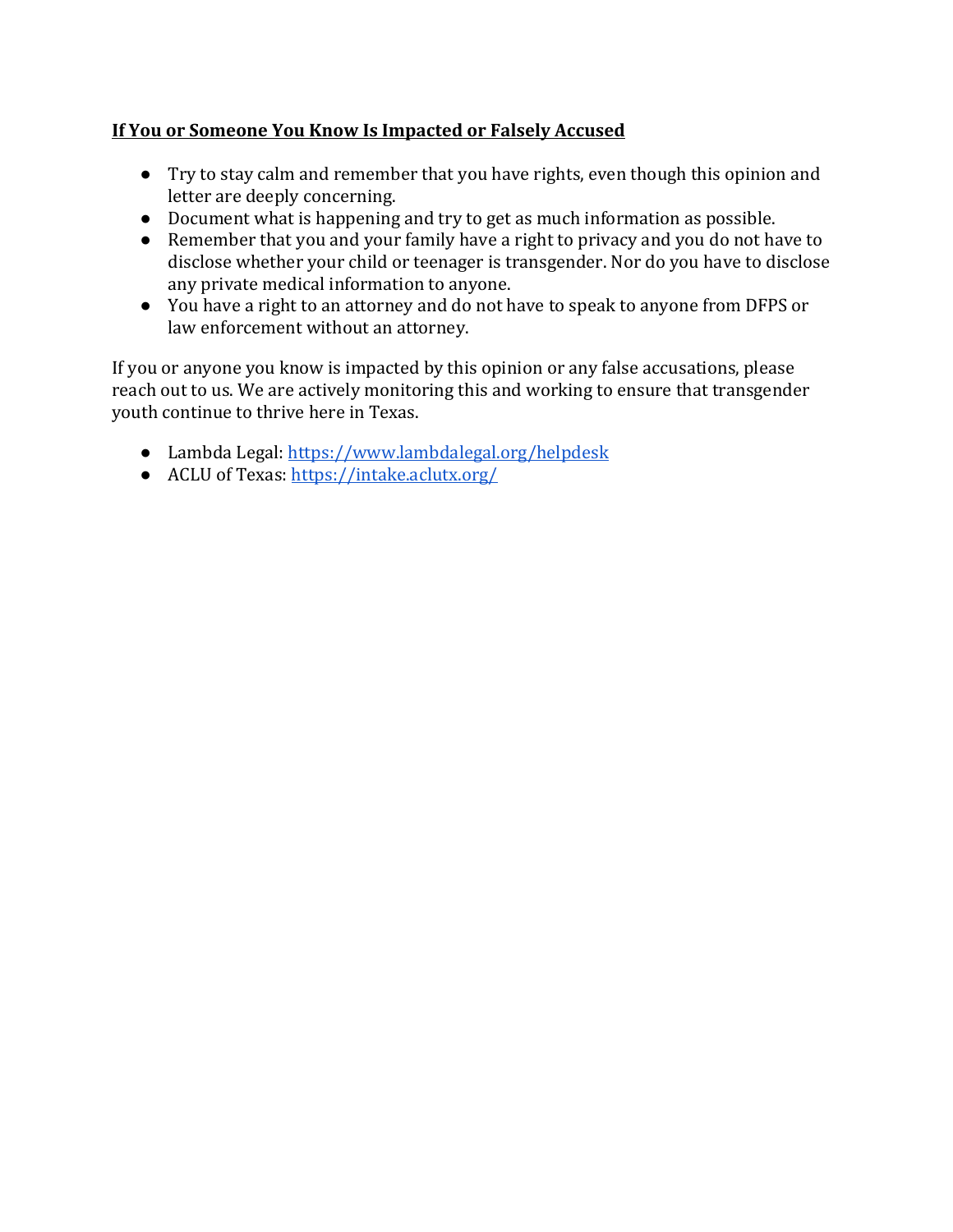**<u>If You or Someone You Know Is Impacted or Falsely Accused</u>**

- Try to stay calm and remember that you have rights, even though this opinion and letter are deeply concerning.
- Document what is happening and try to get as much information as possible.
- Remember that you and your family have a right to privacy and you do not have to disclose whether your child or teenager is transgender. Nor do you have to disclose any private medical information to anyone.
- You have a right to an attorney and do not have to speak to anyone from DFPS or law enforcement without an attorney.

If you or anyone you know is impacted by this opinion or any false accusations, please reach out to us. We are actively monitoring this and working to ensure that transgender youth continue to thrive here in Texas.

- Lambda Legal: [https://www.lambdalegal.org/helpdesk](https://www.lambdalegal.org/helpdesk)
- ACLU of Texas: [https://intake.aclutx.org/](https://intake.aclutx.org/)